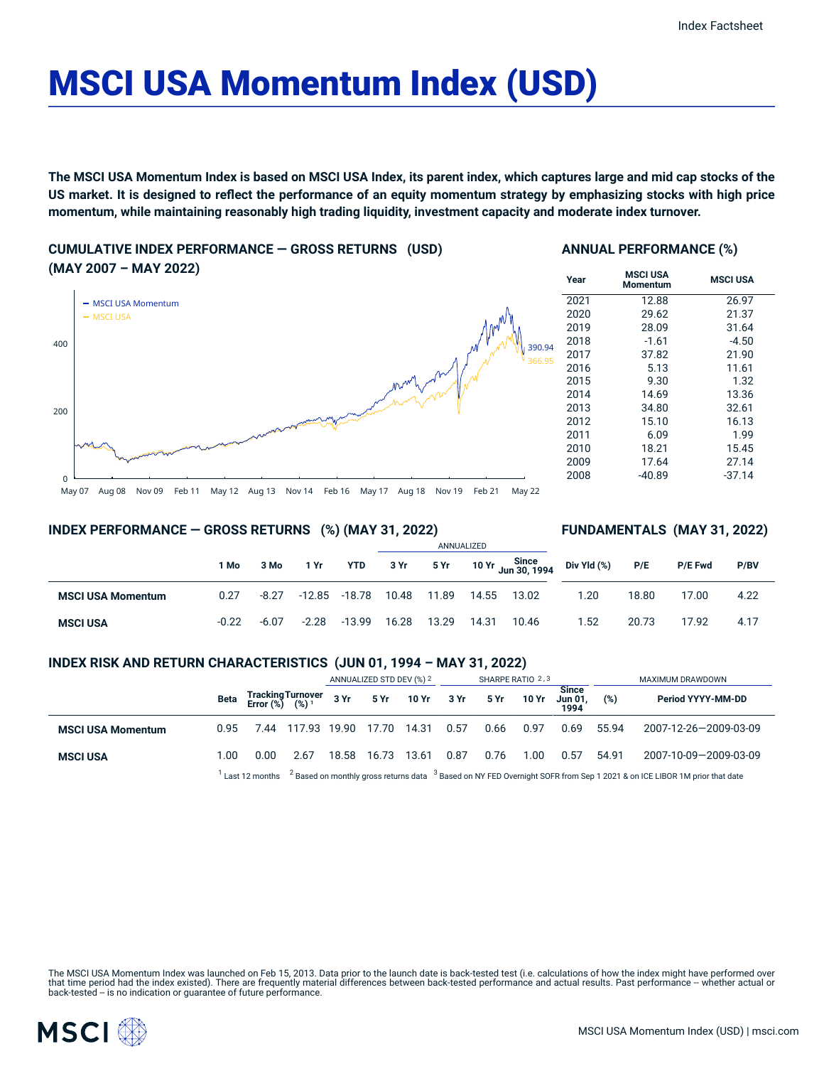Index Factsheet

# MSCI USA Momentum Index (USD)

**The MSCI USA Momentum Index is based on MSCI USA Index, its parent index, which captures large and mid cap stocks of the US market. It is designed to reflect the performance of an equity momentum strategy by emphasizing stocks with high price momentum, while maintaining reasonably high trading liquidity, investment capacity and moderate index turnover.**

## CUMULATIVE INDEX PERFORMANCE — GROSS RETURNS (USD) (MAY 2007 – MAY 2022)

- MSCI USA Momentum: 390.94
- MSCI USA: 366.95

## ANNUAL PERFORMANCE (%)

| Year | MSCI USA Momentum | MSCI USA |
|---|---|---|
| 2021 | 12.88 | 26.97 |
| 2020 | 29.62 | 21.37 |
| 2019 | 28.09 | 31.64 |
| 2018 | -1.61 | -4.50 |
| 2017 | 37.82 | 21.90 |
| 2016 | 5.13 | 11.61 |
| 2015 | 9.30 | 1.32 |
| 2014 | 14.69 | 13.36 |
| 2013 | 34.80 | 32.61 |
| 2012 | 15.10 | 16.13 |
| 2011 | 6.09 | 1.99 |
| 2010 | 18.21 | 15.45 |
| 2009 | 17.64 | 27.14 |
| 2008 | -40.89 | -37.14 |

## INDEX PERFORMANCE — GROSS RETURNS (%) (MAY 31, 2022)

## FUNDAMENTALS (MAY 31, 2022)

| | 1 Mo | 3 Mo | 1 Yr | YTD | ANNUALIZED 3 Yr | 5 Yr | 10 Yr | Since Jun 30, 1994 | Div Yld (%) | P/E | P/E Fwd | P/BV |
|---|---|---|---|---|---|---|---|---|---|---|---|---|
| **MSCI USA Momentum** | 0.27 | -8.27 | -12.85 | -18.78 | 10.48 | 11.89 | 14.55 | 13.02 | 1.20 | 18.80 | 17.00 | 4.22 |
| **MSCI USA** | -0.22 | -6.07 | -2.28 | -13.99 | 16.28 | 13.29 | 14.31 | 10.46 | 1.52 | 20.73 | 17.92 | 4.17 |

## INDEX RISK AND RETURN CHARACTERISTICS (JUN 01, 1994 – MAY 31, 2022)

| | | | | ANNUALIZED STD DEV (%) [2] | | | SHARPE RATIO [2,3] | | | | MAXIMUM DRAWDOWN | |
|---|---|---|---|---|---|---|---|---|---|---|---|---|
| | Beta | Tracking Error (%) | Turnover (%) [1] | 3 Yr | 5 Yr | 10 Yr | 3 Yr | 5 Yr | 10 Yr | Since Jun 01, 1994 | (%) | Period YYYY-MM-DD |
| **MSCI USA Momentum** | 0.95 | 7.44 | 117.93 | 19.90 | 17.70 | 14.31 | 0.57 | 0.66 | 0.97 | 0.69 | 55.94 | 2007-12-26—2009-03-09 |
| **MSCI USA** | 1.00 | 0.00 | 2.67 | 18.58 | 16.73 | 13.61 | 0.87 | 0.76 | 1.00 | 0.57 | 54.91 | 2007-10-09—2009-03-09 |

[1] Last 12 months [2] Based on monthly gross returns data [3] Based on NY FED Overnight SOFR from Sep 1 2021 & on ICE LIBOR 1M prior that date

The MSCI USA Momentum Index was launched on Feb 15, 2013. Data prior to the launch date is back-tested test (i.e. calculations of how the index might have performed over that time period had the index existed). There are frequently material differences between back-tested performance and actual results. Past performance -- whether actual or back-tested -- is no indication or guarantee of future performance.

MSCI USA Momentum Index (USD) | msci.com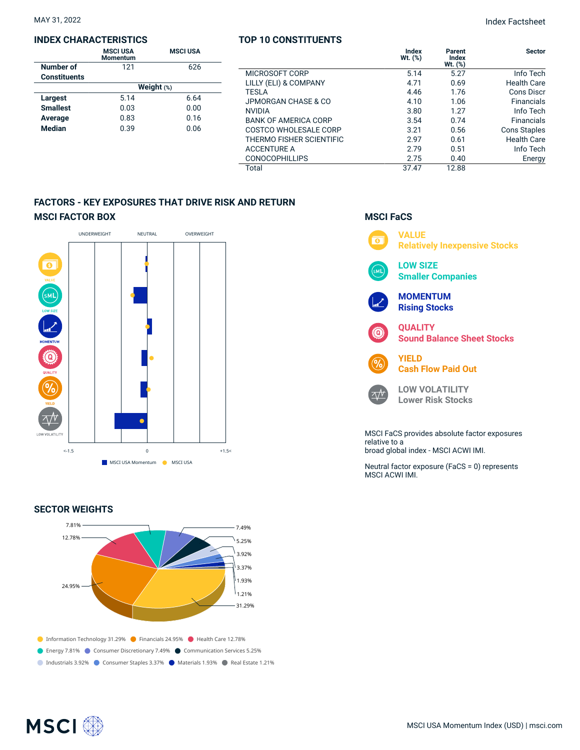MAY 31, 2022

Index Factsheet

## INDEX CHARACTERISTICS

| | MSCI USA Momentum | MSCI USA |
|---|---|---|
| Number of Constituents | 121 | 626 |
| | Weight (%) | |
| Largest | 5.14 | 6.64 |
| Smallest | 0.03 | 0.00 |
| Average | 0.83 | 0.16 |
| Median | 0.39 | 0.06 |

## TOP 10 CONSTITUENTS

| | Index Wt. (%) | Parent Index Wt. (%) | Sector |
|---|---|---|---|
| MICROSOFT CORP | 5.14 | 5.27 | Info Tech |
| LILLY (ELI) & COMPANY | 4.71 | 0.69 | Health Care |
| TESLA | 4.46 | 1.76 | Cons Discr |
| JPMORGAN CHASE & CO | 4.10 | 1.06 | Financials |
| NVIDIA | 3.80 | 1.27 | Info Tech |
| BANK OF AMERICA CORP | 3.54 | 0.74 | Financials |
| COSTCO WHOLESALE CORP | 3.21 | 0.56 | Cons Staples |
| THERMO FISHER SCIENTIFIC | 2.97 | 0.61 | Health Care |
| ACCENTURE A | 2.79 | 0.51 | Info Tech |
| CONOCOPHILLIPS | 2.75 | 0.40 | Energy |
| Total | 37.47 | 12.88 | |

## FACTORS - KEY EXPOSURES THAT DRIVE RISK AND RETURN

### MSCI FACTOR BOX

UNDERWEIGHT NEUTRAL OVERWEIGHT

VALUE, LOW SIZE, MOMENTUM, QUALITY, YIELD, LOW VOLATILITY

<-1.5 0 +1.5<

MSCI USA Momentum MSCI USA

### MSCI FaCS

**VALUE** Relatively Inexpensive Stocks

**LOW SIZE** Smaller Companies

**MOMENTUM** Rising Stocks

**QUALITY** Sound Balance Sheet Stocks

**YIELD** Cash Flow Paid Out

**LOW VOLATILITY** Lower Risk Stocks

MSCI FaCS provides absolute factor exposures relative to a broad global index - MSCI ACWI IMI.

Neutral factor exposure (FaCS = 0) represents MSCI ACWI IMI.

## SECTOR WEIGHTS

Information Technology 31.29% · Financials 24.95% · Health Care 12.78% · Energy 7.81% · Consumer Discretionary 7.49% · Communication Services 5.25% · Industrials 3.92% · Consumer Staples 3.37% · Materials 1.93% · Real Estate 1.21%

MSCI USA Momentum Index (USD) | msci.com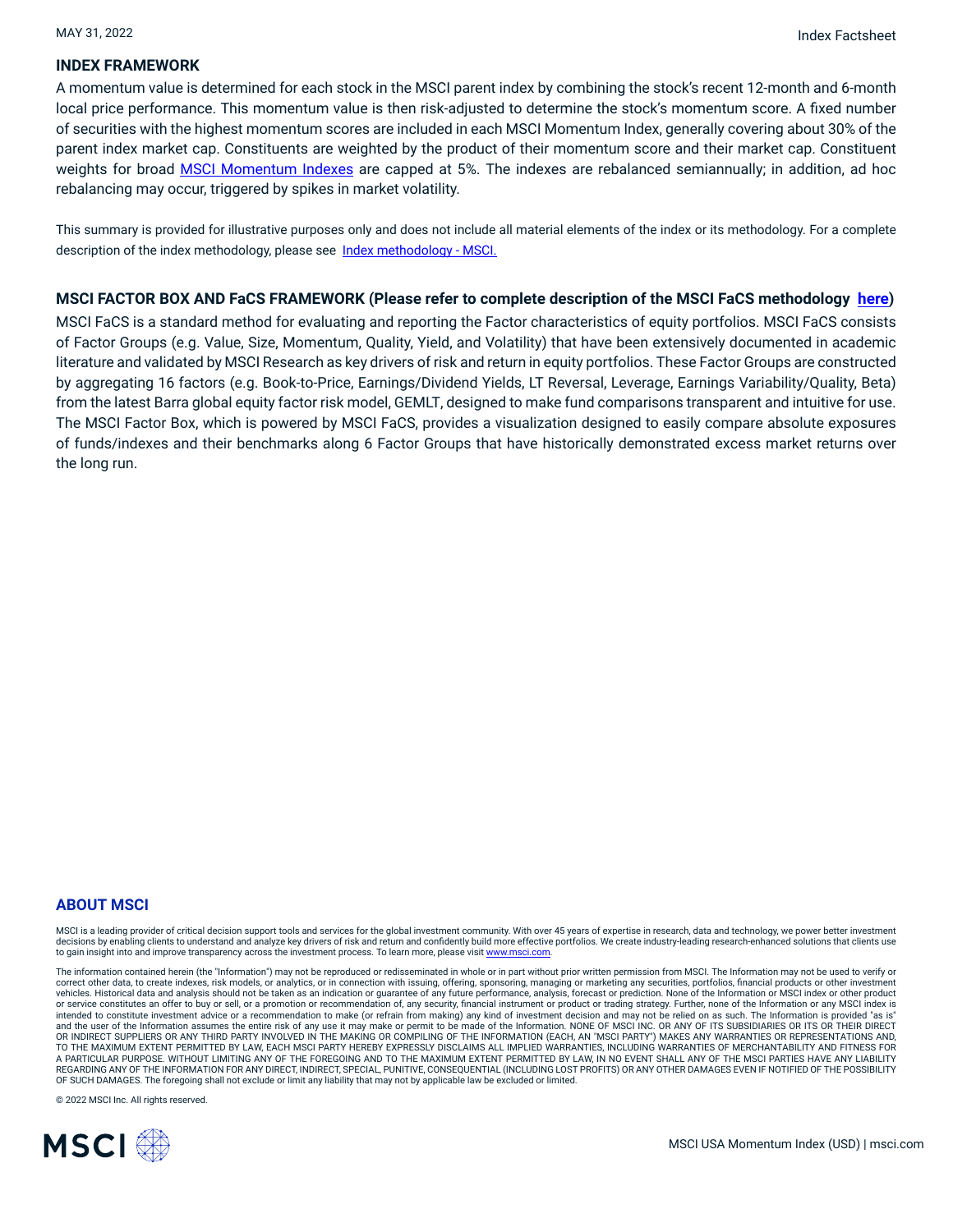## INDEX FRAMEWORK

A momentum value is determined for each stock in the MSCI parent index by combining the stock's recent 12-month and 6-month local price performance. This momentum value is then risk-adjusted to determine the stock's momentum score. A fixed number of securities with the highest momentum scores are included in each MSCI Momentum Index, generally covering about 30% of the parent index market cap. Constituents are weighted by the product of their momentum score and their market cap. Constituent weights for broad MSCI Momentum Indexes are capped at 5%. The indexes are rebalanced semiannually; in addition, ad hoc rebalancing may occur, triggered by spikes in market volatility.

This summary is provided for illustrative purposes only and does not include all material elements of the index or its methodology. For a complete description of the index methodology, please see Index methodology - MSCI.

## MSCI FACTOR BOX AND FaCS FRAMEWORK (Please refer to complete description of the MSCI FaCS methodology here)

MSCI FaCS is a standard method for evaluating and reporting the Factor characteristics of equity portfolios. MSCI FaCS consists of Factor Groups (e.g. Value, Size, Momentum, Quality, Yield, and Volatility) that have been extensively documented in academic literature and validated by MSCI Research as key drivers of risk and return in equity portfolios. These Factor Groups are constructed by aggregating 16 factors (e.g. Book-to-Price, Earnings/Dividend Yields, LT Reversal, Leverage, Earnings Variability/Quality, Beta) from the latest Barra global equity factor risk model, GEMLT, designed to make fund comparisons transparent and intuitive for use. The MSCI Factor Box, which is powered by MSCI FaCS, provides a visualization designed to easily compare absolute exposures of funds/indexes and their benchmarks along 6 Factor Groups that have historically demonstrated excess market returns over the long run.

## ABOUT MSCI

MSCI is a leading provider of critical decision support tools and services for the global investment community. With over 45 years of expertise in research, data and technology, we power better investment decisions by enabling clients to understand and analyze key drivers of risk and return and confidently build more effective portfolios. We create industry-leading research-enhanced solutions that clients use to gain insight into and improve transparency across the investment process. To learn more, please visit www.msci.com.

The information contained herein (the "Information") may not be reproduced or redisseminated in whole or in part without prior written permission from MSCI. The Information may not be used to verify or correct other data, to create indexes, risk models, or analytics, or in connection with issuing, offering, sponsoring, managing or marketing any securities, portfolios, financial products or other investment vehicles. Historical data and analysis should not be taken as an indication or guarantee of any future performance, analysis, forecast or prediction. None of the Information or MSCI index or other product or service constitutes an offer to buy or sell, or a promotion or recommendation of, any security, financial instrument or product or trading strategy. Further, none of the Information or any MSCI index is intended to constitute investment advice or a recommendation to make (or refrain from making) any kind of investment decision and may not be relied on as such. The Information is provided "as is" and the user of the Information assumes the entire risk of any use it may make or permit to be made of the Information. NONE OF MSCI INC. OR ANY OF ITS SUBSIDIARIES OR ITS OR THEIR DIRECT OR INDIRECT SUPPLIERS OR ANY THIRD PARTY INVOLVED IN THE MAKING OR COMPILING OF THE INFORMATION (EACH, AN "MSCI PARTY") MAKES ANY WARRANTIES OR REPRESENTATIONS AND, TO THE MAXIMUM EXTENT PERMITTED BY LAW, EACH MSCI PARTY HEREBY EXPRESSLY DISCLAIMS ALL IMPLIED WARRANTIES, INCLUDING WARRANTIES OF MERCHANTABILITY AND FITNESS FOR A PARTICULAR PURPOSE. WITHOUT LIMITING ANY OF THE FOREGOING AND TO THE MAXIMUM EXTENT PERMITTED BY LAW, IN NO EVENT SHALL ANY OF THE MSCI PARTIES HAVE ANY LIABILITY REGARDING ANY OF THE INFORMATION FOR ANY DIRECT, INDIRECT, SPECIAL, PUNITIVE, CONSEQUENTIAL (INCLUDING LOST PROFITS) OR ANY OTHER DAMAGES EVEN IF NOTIFIED OF THE POSSIBILITY OF SUCH DAMAGES. The foregoing shall not exclude or limit any liability that may not by applicable law be excluded or limited.

© 2022 MSCI Inc. All rights reserved.